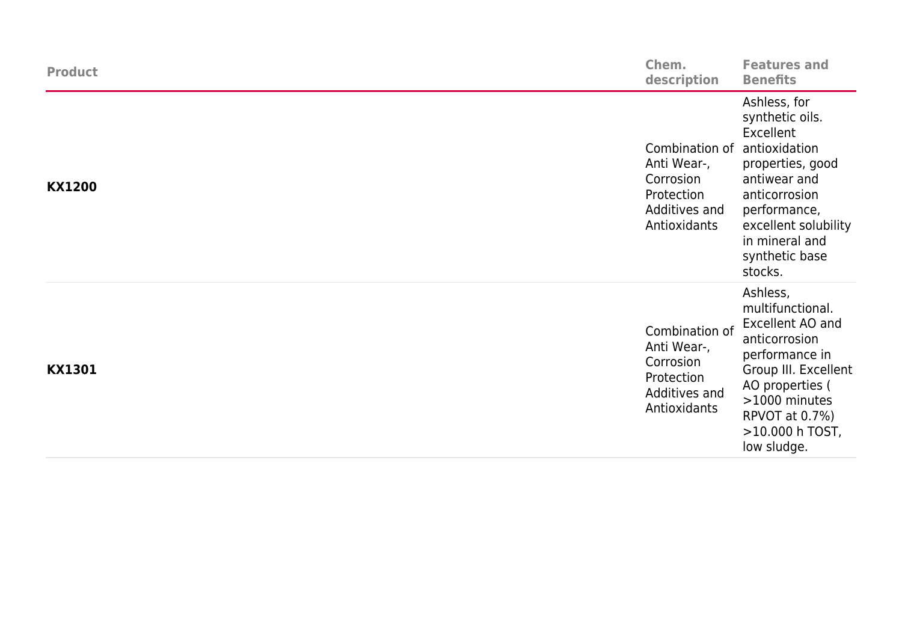| Product | Chem. description | Features and Benefits |
| --- | --- | --- |
| **KX1200** | Combination of Anti Wear-, Corrosion Protection Additives and Antioxidants | Ashless, for synthetic oils. Excellent antioxidation properties, good antiwear and anticorrosion performance, excellent solubility in mineral and synthetic base stocks. |
| **KX1301** | Combination of Anti Wear-, Corrosion Protection Additives and Antioxidants | Ashless, multifunctional. Excellent AO and anticorrosion performance in Group III. Excellent AO properties ( >1000 minutes RPVOT at 0.7%) >10.000 h TOST, low sludge. |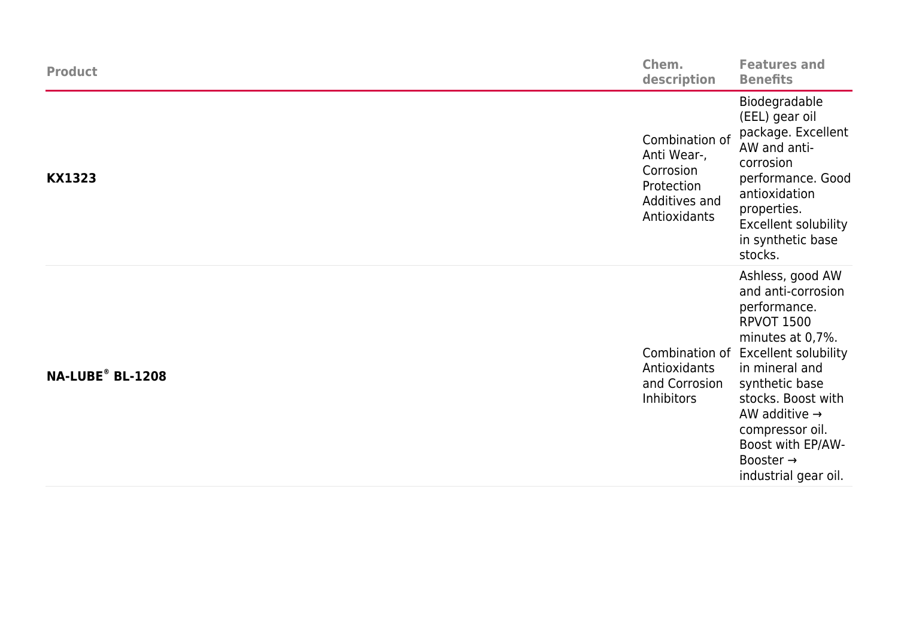| Product | Chem. description | Features and Benefits |
| --- | --- | --- |
| **KX1323** | Combination of Anti Wear-, Corrosion Protection Additives and Antioxidants | Biodegradable (EEL) gear oil package. Excellent AW and anti-corrosion performance. Good antioxidation properties. Excellent solubility in synthetic base stocks. |
| **NA-LUBE® BL-1208** | Combination of Antioxidants and Corrosion Inhibitors | Ashless, good AW and anti-corrosion performance. RPVOT 1500 minutes at 0,7%. Excellent solubility in mineral and synthetic base stocks. Boost with AW additive → compressor oil. Boost with EP/AW-Booster → industrial gear oil. |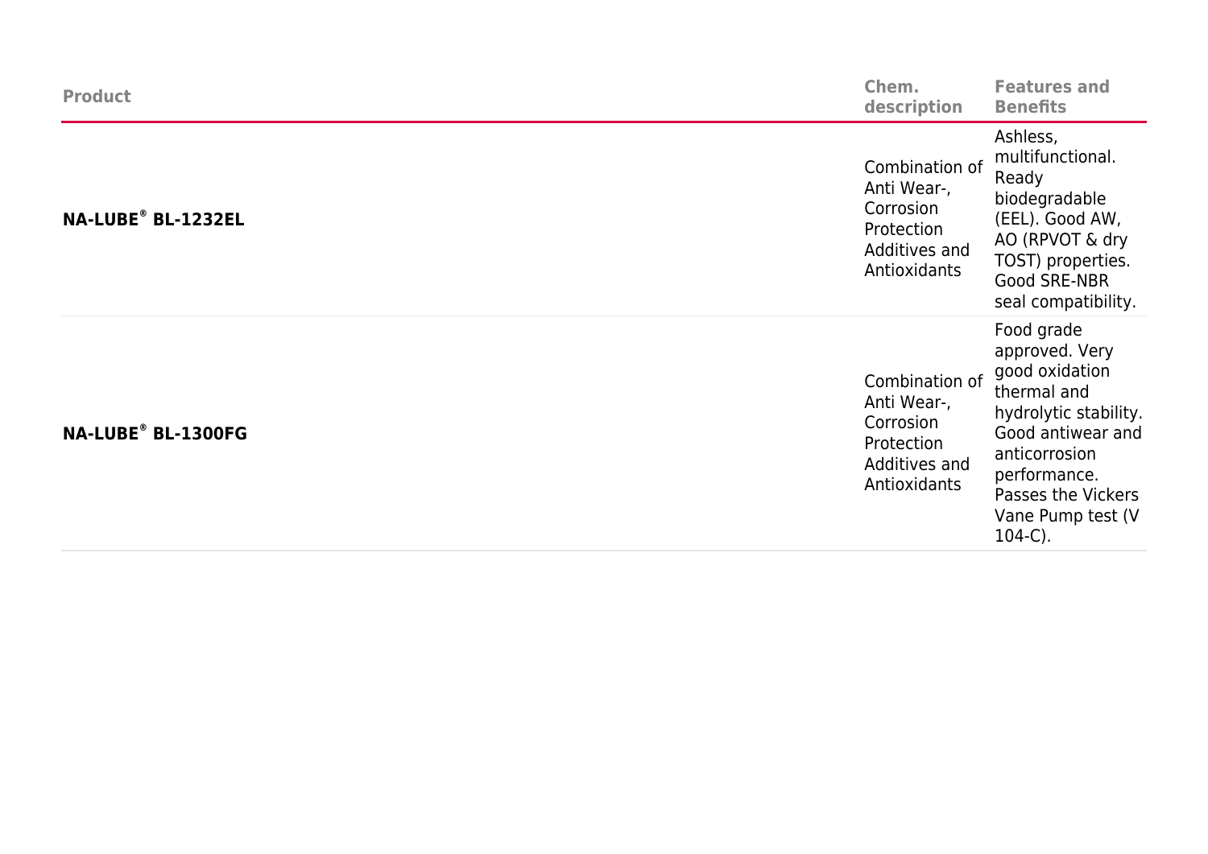| Product | Chem. description | Features and Benefits |
| --- | --- | --- |
| **NA-LUBE® BL-1232EL** | Combination of Anti Wear-, Corrosion Protection Additives and Antioxidants | Ashless, multifunctional. Ready biodegradable (EEL). Good AW, AO (RPVOT & dry TOST) properties. Good SRE-NBR seal compatibility. |
| **NA-LUBE® BL-1300FG** | Combination of Anti Wear-, Corrosion Protection Additives and Antioxidants | Food grade approved. Very good oxidation thermal and hydrolytic stability. Good antiwear and anticorrosion performance. Passes the Vickers Vane Pump test (V 104-C). |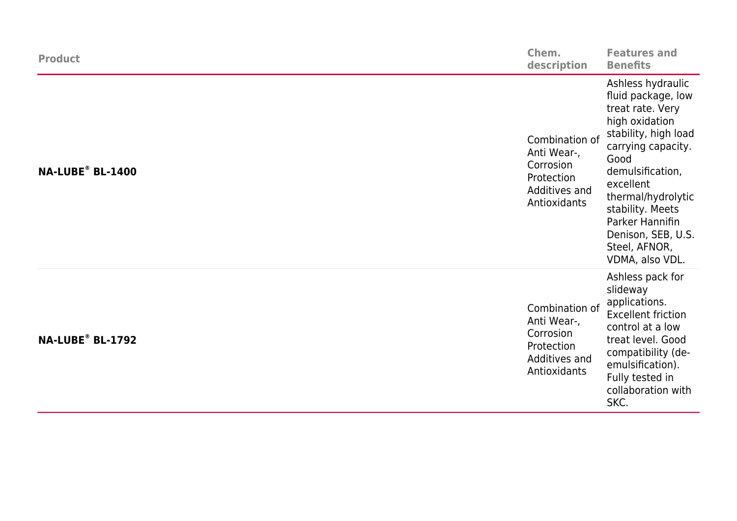| Product | Chem. description | Features and Benefits |
| --- | --- | --- |
| **NA-LUBE® BL-1400** | Combination of Anti Wear-, Corrosion Protection Additives and Antioxidants | Ashless hydraulic fluid package, low treat rate. Very high oxidation stability, high load carrying capacity. Good demulsification, excellent thermal/hydrolytic stability. Meets Parker Hannifin Denison, SEB, U.S. Steel, AFNOR, VDMA, also VDL. |
| **NA-LUBE® BL-1792** | Combination of Anti Wear-, Corrosion Protection Additives and Antioxidants | Ashless pack for slideway applications. Excellent friction control at a low treat level. Good compatibility (de-emulsification). Fully tested in collaboration with SKC. |